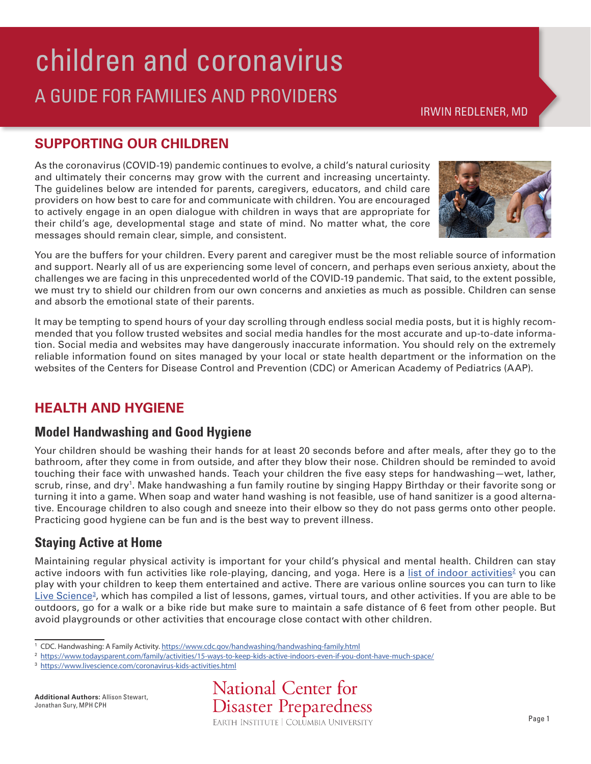# children and coronavirus

## A GUIDE FOR FAMILIES AND PROVIDERS

IRWIN REDLENER, MD

## SUPPORTING OUR CHILDREN

As the coronavirus (COVID-19) pandemic continues to evolve, a child's natural curiosity and ultimately their concerns may grow with the current and increasing uncertainty. The guidelines below are intended for parents, caregivers, educators, and child care providers on how best to care for and communicate with children. You are encouraged to actively engage in an open dialogue with children in ways that are appropriate for their child's age, developmental stage and state of mind. No matter what, the core messages should remain clear, simple, and consistent.

You are the buffers for your children. Every parent and caregiver must be the most reliable source of information and support. Nearly all of us are experiencing some level of concern, and perhaps even serious anxiety, about the challenges we are facing in this unprecedented world of the COVID-19 pandemic. That said, to the extent possible, we must try to shield our children from our own concerns and anxieties as much as possible. Children can sense and absorb the emotional state of their parents.

It may be tempting to spend hours of your day scrolling through endless social media posts, but it is highly recommended that you follow trusted websites and social media handles for the most accurate and up-to-date information. Social media and websites may have dangerously inaccurate information. You should rely on the extremely reliable information found on sites managed by your local or state health department or the information on the websites of the Centers for Disease Control and Prevention (CDC) or American Academy of Pediatrics (AAP).

## HEALTH AND HYGIENE

### Model Handwashing and Good Hygiene

Your children should be washing their hands for at least 20 seconds before and after meals, after they go to the bathroom, after they come in from outside, and after they blow their nose. Children should be reminded to avoid touching their face with unwashed hands. Teach your children the five easy steps for handwashing—wet, lather, scrub, rinse, and dry[1]. Make handwashing a fun family routine by singing Happy Birthday or their favorite song or turning it into a game. When soap and water hand washing is not feasible, use of hand sanitizer is a good alternative. Encourage children to also cough and sneeze into their elbow so they do not pass germs onto other people. Practicing good hygiene can be fun and is the best way to prevent illness.

### Staying Active at Home

Maintaining regular physical activity is important for your child's physical and mental health. Children can stay active indoors with fun activities like role-playing, dancing, and yoga. Here is a list of indoor activities[2] you can play with your children to keep them entertained and active. There are various online sources you can turn to like Live Science[3], which has compiled a list of lessons, games, virtual tours, and other activities. If you are able to be outdoors, go for a walk or a bike ride but make sure to maintain a safe distance of 6 feet from other people. But avoid playgrounds or other activities that encourage close contact with other children.

---

[1] CDC. Handwashing: A Family Activity. https://www.cdc.gov/handwashing/handwashing-family.html

[2] https://www.todaysparent.com/family/activities/15-ways-to-keep-kids-active-indoors-even-if-you-dont-have-much-space/

[3] https://www.livescience.com/coronavirus-kids-activities.html

**Additional Authors:** Allison Stewart, Jonathan Sury, MPH CPH

National Center for Disaster Preparedness
EARTH INSTITUTE | COLUMBIA UNIVERSITY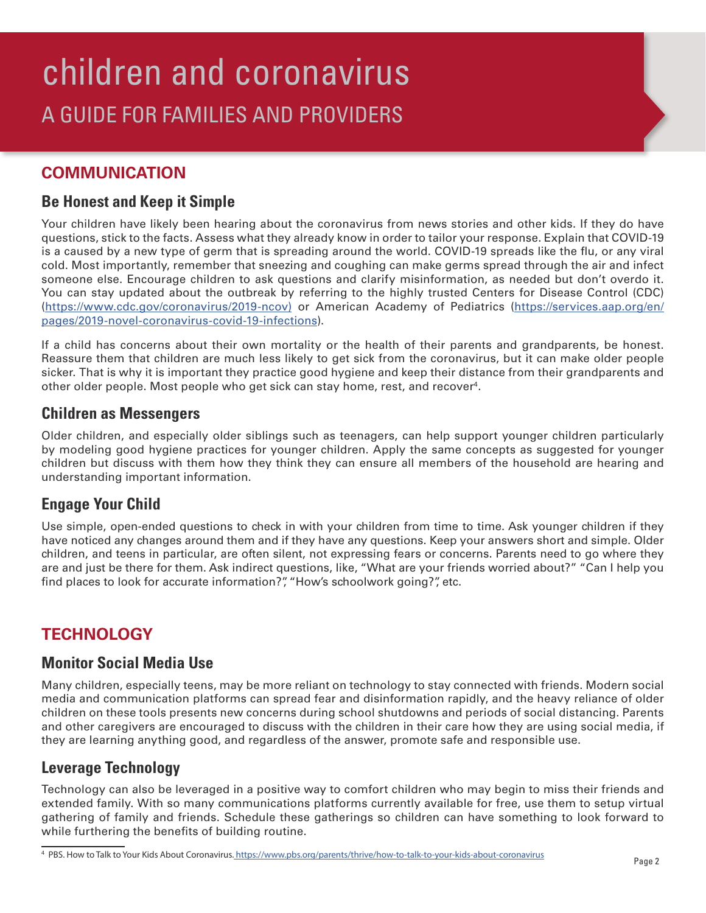# children and coronavirus

## A GUIDE FOR FAMILIES AND PROVIDERS

## COMMUNICATION

### Be Honest and Keep it Simple

Your children have likely been hearing about the coronavirus from news stories and other kids. If they do have questions, stick to the facts. Assess what they already know in order to tailor your response. Explain that COVID-19 is a caused by a new type of germ that is spreading around the world. COVID-19 spreads like the flu, or any viral cold. Most importantly, remember that sneezing and coughing can make germs spread through the air and infect someone else. Encourage children to ask questions and clarify misinformation, as needed but don't overdo it. You can stay updated about the outbreak by referring to the highly trusted Centers for Disease Control (CDC) (https://www.cdc.gov/coronavirus/2019-ncov) or American Academy of Pediatrics (https://services.aap.org/en/pages/2019-novel-coronavirus-covid-19-infections).

If a child has concerns about their own mortality or the health of their parents and grandparents, be honest. Reassure them that children are much less likely to get sick from the coronavirus, but it can make older people sicker. That is why it is important they practice good hygiene and keep their distance from their grandparents and other older people. Most people who get sick can stay home, rest, and recover[4].

### Children as Messengers

Older children, and especially older siblings such as teenagers, can help support younger children particularly by modeling good hygiene practices for younger children. Apply the same concepts as suggested for younger children but discuss with them how they think they can ensure all members of the household are hearing and understanding important information.

### Engage Your Child

Use simple, open-ended questions to check in with your children from time to time. Ask younger children if they have noticed any changes around them and if they have any questions. Keep your answers short and simple. Older children, and teens in particular, are often silent, not expressing fears or concerns. Parents need to go where they are and just be there for them. Ask indirect questions, like, "What are your friends worried about?" "Can I help you find places to look for accurate information?", "How's schoolwork going?", etc.

## TECHNOLOGY

### Monitor Social Media Use

Many children, especially teens, may be more reliant on technology to stay connected with friends. Modern social media and communication platforms can spread fear and disinformation rapidly, and the heavy reliance of older children on these tools presents new concerns during school shutdowns and periods of social distancing. Parents and other caregivers are encouraged to discuss with the children in their care how they are using social media, if they are learning anything good, and regardless of the answer, promote safe and responsible use.

### Leverage Technology

Technology can also be leveraged in a positive way to comfort children who may begin to miss their friends and extended family. With so many communications platforms currently available for free, use them to setup virtual gathering of family and friends. Schedule these gatherings so children can have something to look forward to while furthering the benefits of building routine.

---

[4] PBS. How to Talk to Your Kids About Coronavirus. https://www.pbs.org/parents/thrive/how-to-talk-to-your-kids-about-coronavirus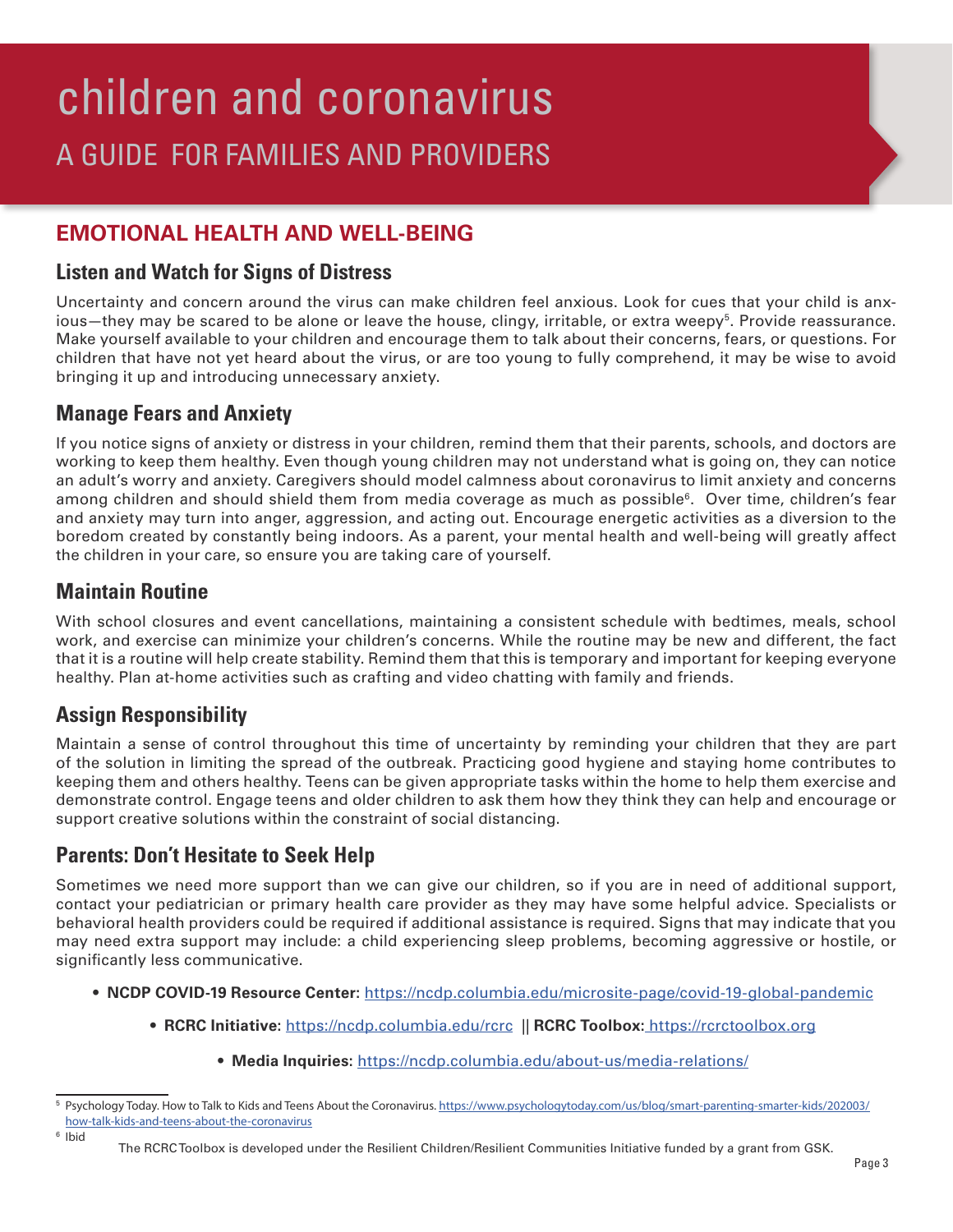# children and coronavirus

## A GUIDE FOR FAMILIES AND PROVIDERS

## EMOTIONAL HEALTH AND WELL-BEING

### Listen and Watch for Signs of Distress

Uncertainty and concern around the virus can make children feel anxious. Look for cues that your child is anxious—they may be scared to be alone or leave the house, clingy, irritable, or extra weepy[5]. Provide reassurance. Make yourself available to your children and encourage them to talk about their concerns, fears, or questions. For children that have not yet heard about the virus, or are too young to fully comprehend, it may be wise to avoid bringing it up and introducing unnecessary anxiety.

### Manage Fears and Anxiety

If you notice signs of anxiety or distress in your children, remind them that their parents, schools, and doctors are working to keep them healthy. Even though young children may not understand what is going on, they can notice an adult's worry and anxiety. Caregivers should model calmness about coronavirus to limit anxiety and concerns among children and should shield them from media coverage as much as possible[6]. Over time, children's fear and anxiety may turn into anger, aggression, and acting out. Encourage energetic activities as a diversion to the boredom created by constantly being indoors. As a parent, your mental health and well-being will greatly affect the children in your care, so ensure you are taking care of yourself.

### Maintain Routine

With school closures and event cancellations, maintaining a consistent schedule with bedtimes, meals, school work, and exercise can minimize your children's concerns. While the routine may be new and different, the fact that it is a routine will help create stability. Remind them that this is temporary and important for keeping everyone healthy. Plan at-home activities such as crafting and video chatting with family and friends.

### Assign Responsibility

Maintain a sense of control throughout this time of uncertainty by reminding your children that they are part of the solution in limiting the spread of the outbreak. Practicing good hygiene and staying home contributes to keeping them and others healthy. Teens can be given appropriate tasks within the home to help them exercise and demonstrate control. Engage teens and older children to ask them how they think they can help and encourage or support creative solutions within the constraint of social distancing.

### Parents: Don't Hesitate to Seek Help

Sometimes we need more support than we can give our children, so if you are in need of additional support, contact your pediatrician or primary health care provider as they may have some helpful advice. Specialists or behavioral health providers could be required if additional assistance is required. Signs that may indicate that you may need extra support may include: a child experiencing sleep problems, becoming aggressive or hostile, or significantly less communicative.

- **NCDP COVID-19 Resource Center:** https://ncdp.columbia.edu/microsite-page/covid-19-global-pandemic
- **RCRC Initiative:** https://ncdp.columbia.edu/rcrc || **RCRC Toolbox:** https://rcrctoolbox.org
- **Media Inquiries:** https://ncdp.columbia.edu/about-us/media-relations/

---

[5] Psychology Today. How to Talk to Kids and Teens About the Coronavirus. https://www.psychologytoday.com/us/blog/smart-parenting-smarter-kids/202003/how-talk-kids-and-teens-about-the-coronavirus

[6] Ibid

The RCRC Toolbox is developed under the Resilient Children/Resilient Communities Initiative funded by a grant from GSK.